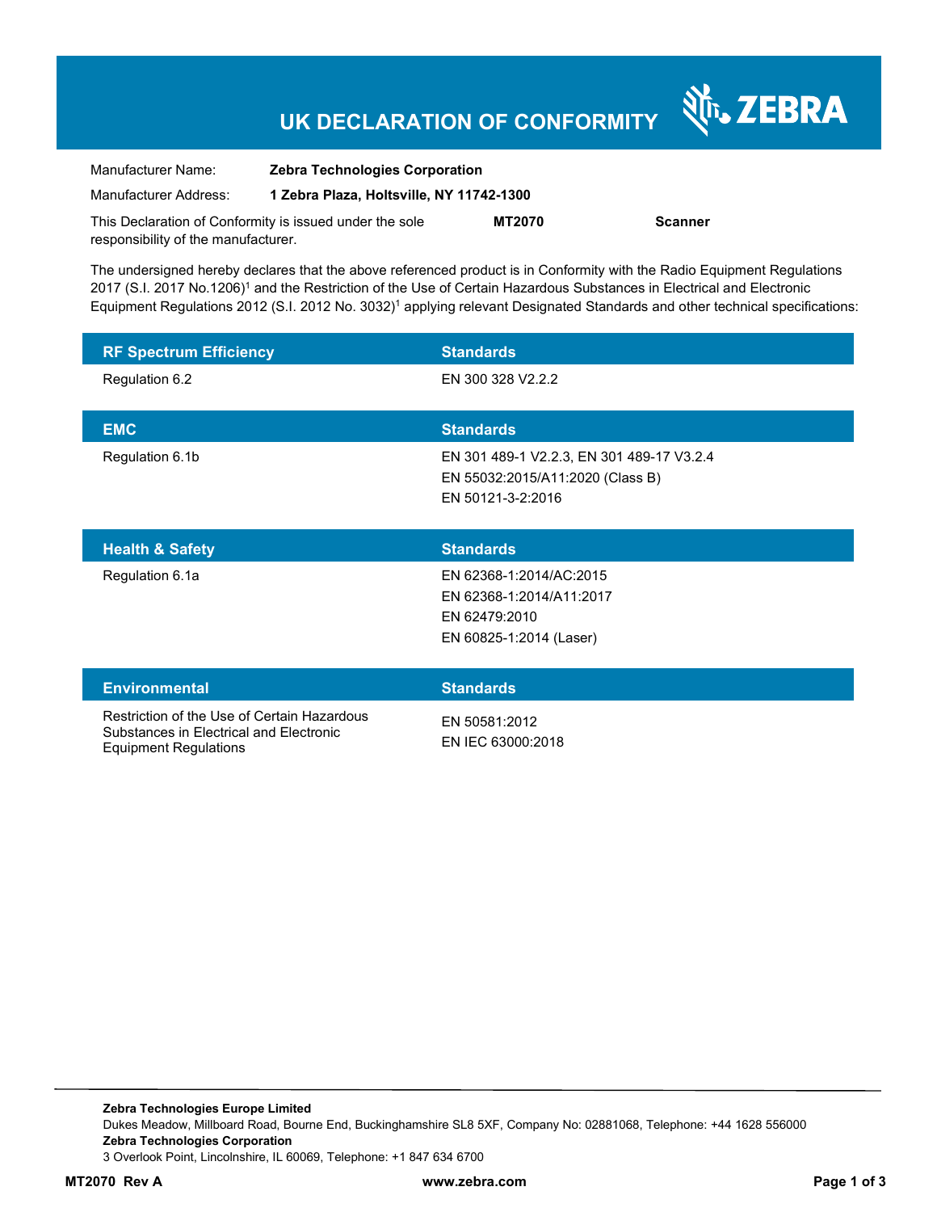# UK DECLARATION OF CONFORMITY

ZEBRA

| | |
|---|---|
| Manufacturer Name: | **Zebra Technologies Corporation** |
| Manufacturer Address: | **1 Zebra Plaza, Holtsville, NY 11742-1300** |

This Declaration of Conformity is issued under the sole responsibility of the manufacturer. **MT2070** **Scanner**

The undersigned hereby declares that the above referenced product is in Conformity with the Radio Equipment Regulations 2017 (S.I. 2017 No.1206)[1] and the Restriction of the Use of Certain Hazardous Substances in Electrical and Electronic Equipment Regulations 2012 (S.I. 2012 No. 3032)[1] applying relevant Designated Standards and other technical specifications:

| RF Spectrum Efficiency | Standards |
|---|---|
| Regulation 6.2 | EN 300 328 V2.2.2 |

| EMC | Standards |
|---|---|
| Regulation 6.1b | EN 301 489-1 V2.2.3, EN 301 489-17 V3.2.4<br>EN 55032:2015/A11:2020 (Class B)<br>EN 50121-3-2:2016 |

| Health & Safety | Standards |
|---|---|
| Regulation 6.1a | EN 62368-1:2014/AC:2015<br>EN 62368-1:2014/A11:2017<br>EN 62479:2010<br>EN 60825-1:2014 (Laser) |

| Environmental | Standards |
|---|---|
| Restriction of the Use of Certain Hazardous Substances in Electrical and Electronic Equipment Regulations | EN 50581:2012<br>EN IEC 63000:2018 |

**Zebra Technologies Europe Limited**
Dukes Meadow, Millboard Road, Bourne End, Buckinghamshire SL8 5XF, Company No: 02881068, Telephone: +44 1628 556000
**Zebra Technologies Corporation**
3 Overlook Point, Lincolnshire, IL 60069, Telephone: +1 847 634 6700

**MT2070 Rev A** **www.zebra.com**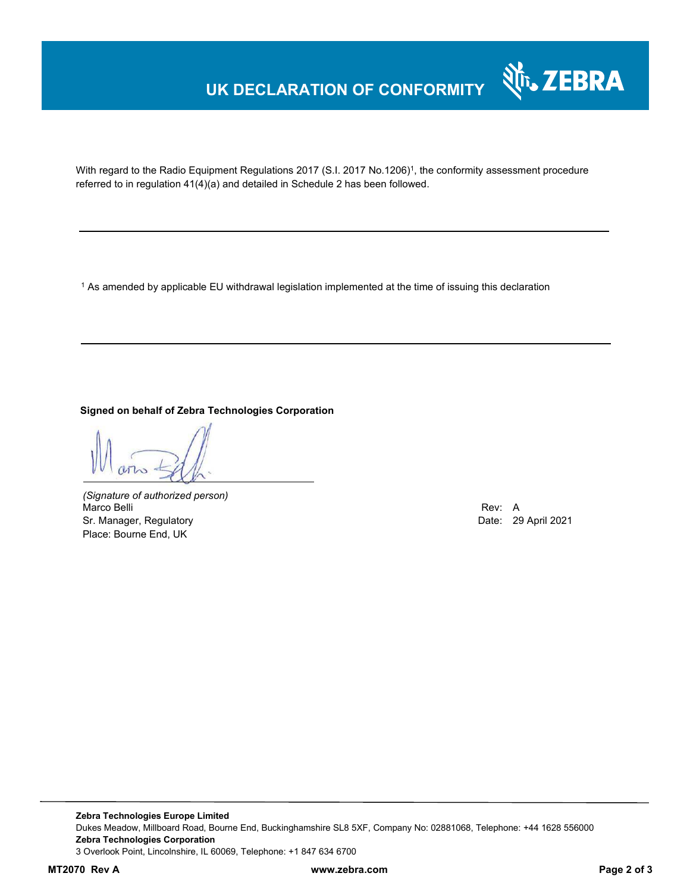# UK DECLARATION OF CONFORMITY

With regard to the Radio Equipment Regulations 2017 (S.I. 2017 No.1206)[1], the conformity assessment procedure referred to in regulation 41(4)(a) and detailed in Schedule 2 has been followed.

---

[1] As amended by applicable EU withdrawal legislation implemented at the time of issuing this declaration

---

**Signed on behalf of Zebra Technologies Corporation**

*(Signature of authorized person)*
Marco Belli
Sr. Manager, Regulatory
Place: Bourne End, UK

Rev: A
Date: 29 April 2021

**Zebra Technologies Europe Limited**
Dukes Meadow, Millboard Road, Bourne End, Buckinghamshire SL8 5XF, Company No: 02881068, Telephone: +44 1628 556000
**Zebra Technologies Corporation**
3 Overlook Point, Lincolnshire, IL 60069, Telephone: +1 847 634 6700

**MT2070 Rev A** **www.zebra.com**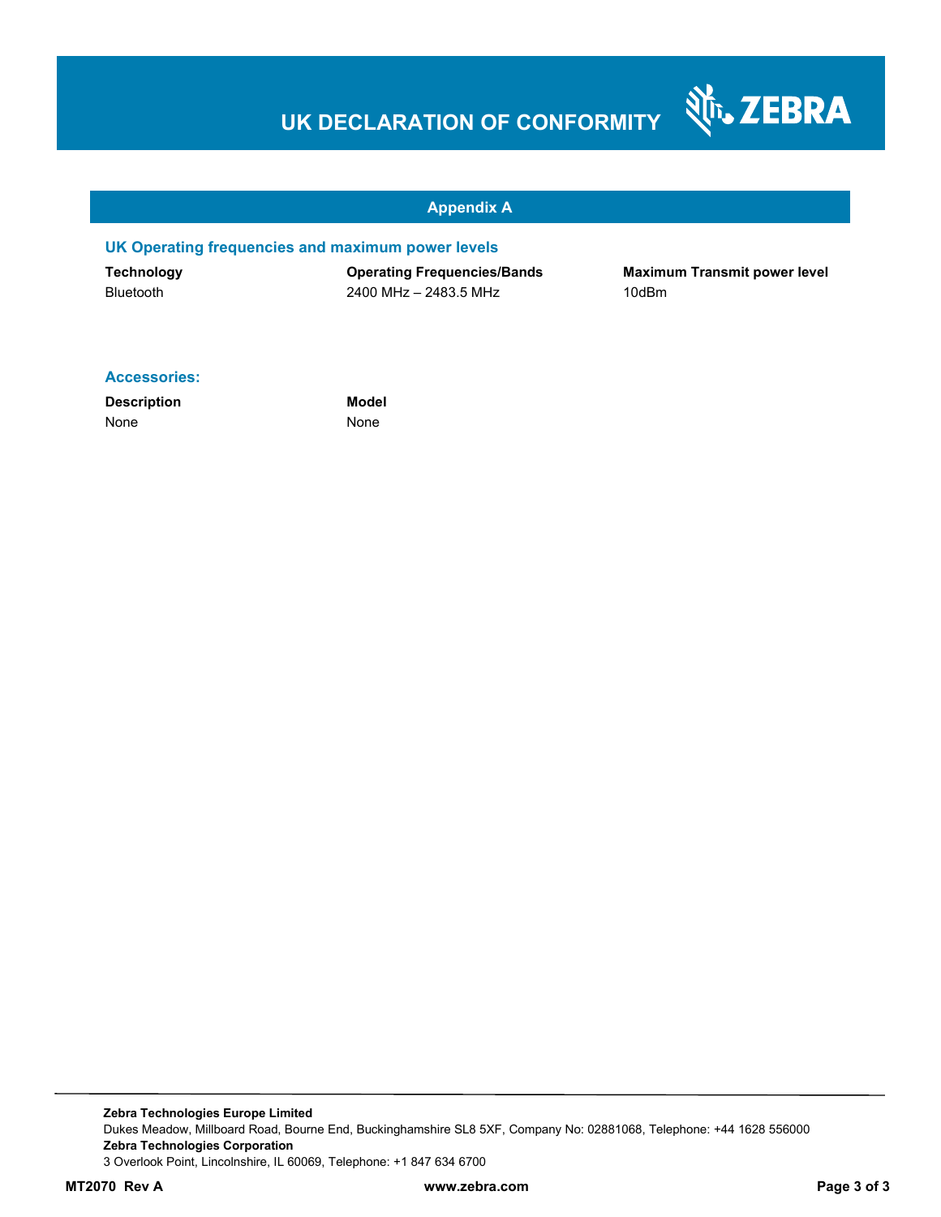# UK DECLARATION OF CONFORMITY

## Appendix A

### UK Operating frequencies and maximum power levels

| Technology | Operating Frequencies/Bands | Maximum Transmit power level |
| --- | --- | --- |
| Bluetooth | 2400 MHz – 2483.5 MHz | 10dBm |

### Accessories:

| Description | Model |
| --- | --- |
| None | None |

**Zebra Technologies Europe Limited**
Dukes Meadow, Millboard Road, Bourne End, Buckinghamshire SL8 5XF, Company No: 02881068, Telephone: +44 1628 556000
**Zebra Technologies Corporation**
3 Overlook Point, Lincolnshire, IL 60069, Telephone: +1 847 634 6700